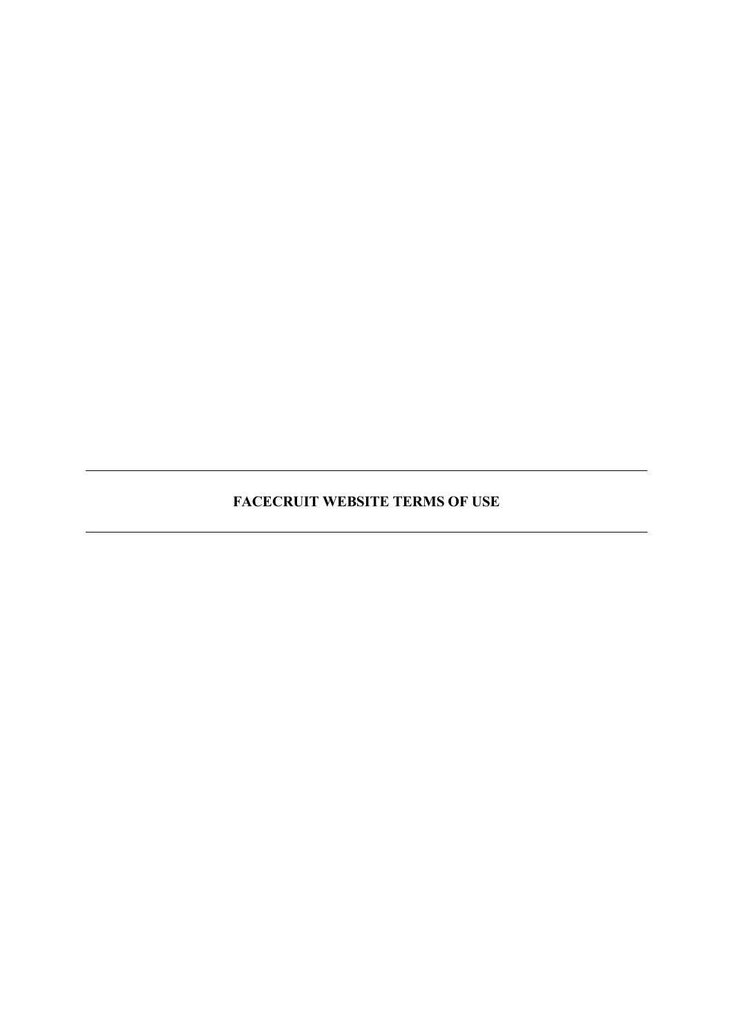# FACECRUIT WEBSITE TERMS OF USE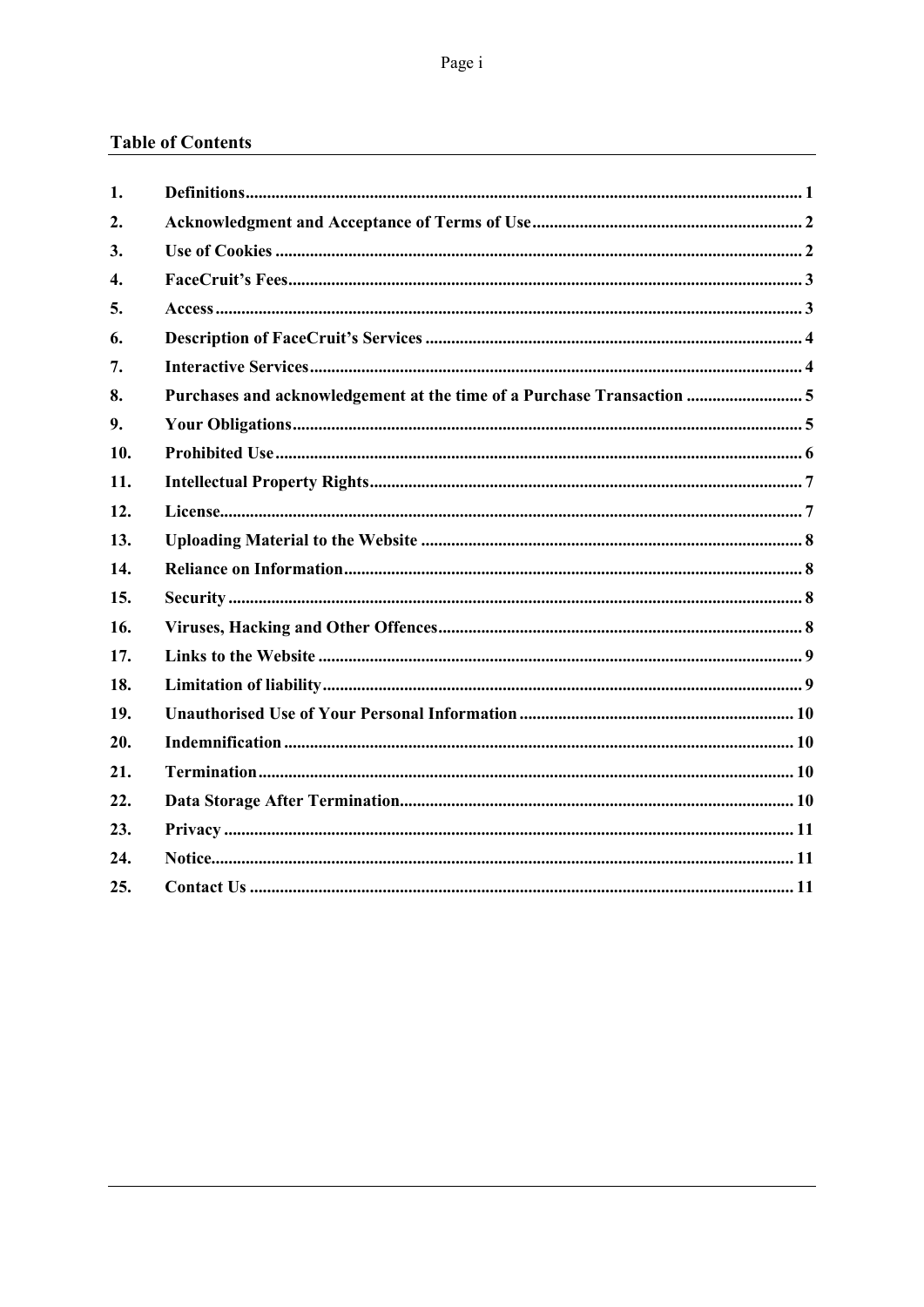## Table of Contents

| | | |
|---|---|---|
| 1. | **Definitions** | 1 |
| 2. | **Acknowledgment and Acceptance of Terms of Use** | 2 |
| 3. | **Use of Cookies** | 2 |
| 4. | **FaceCruit's Fees** | 3 |
| 5. | **Access** | 3 |
| 6. | **Description of FaceCruit's Services** | 4 |
| 7. | **Interactive Services** | 4 |
| 8. | **Purchases and acknowledgement at the time of a Purchase Transaction** | 5 |
| 9. | **Your Obligations** | 5 |
| 10. | **Prohibited Use** | 6 |
| 11. | **Intellectual Property Rights** | 7 |
| 12. | **License** | 7 |
| 13. | **Uploading Material to the Website** | 8 |
| 14. | **Reliance on Information** | 8 |
| 15. | **Security** | 8 |
| 16. | **Viruses, Hacking and Other Offences** | 8 |
| 17. | **Links to the Website** | 9 |
| 18. | **Limitation of liability** | 9 |
| 19. | **Unauthorised Use of Your Personal Information** | 10 |
| 20. | **Indemnification** | 10 |
| 21. | **Termination** | 10 |
| 22. | **Data Storage After Termination** | 10 |
| 23. | **Privacy** | 11 |
| 24. | **Notice** | 11 |
| 25. | **Contact Us** | 11 |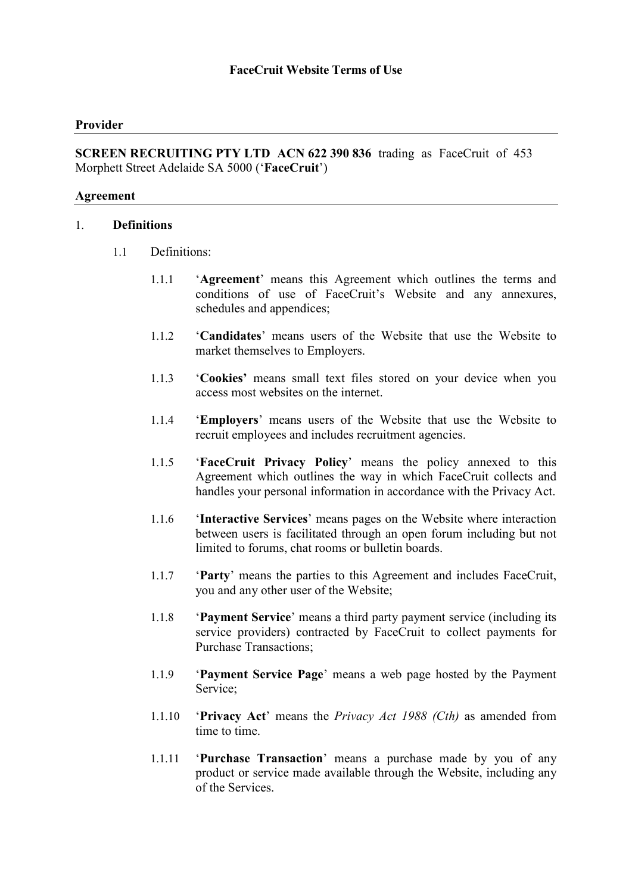**FaceCruit Website Terms of Use**

## Provider

**SCREEN RECRUITING PTY LTD ACN 622 390 836** trading as FaceCruit of 453 Morphett Street Adelaide SA 5000 ('**FaceCruit**')

## Agreement

1. **Definitions**

   1.1 Definitions:

      1.1.1 '**Agreement**' means this Agreement which outlines the terms and conditions of use of FaceCruit's Website and any annexures, schedules and appendices;

      1.1.2 '**Candidates**' means users of the Website that use the Website to market themselves to Employers.

      1.1.3 '**Cookies'** means small text files stored on your device when you access most websites on the internet.

      1.1.4 '**Employers**' means users of the Website that use the Website to recruit employees and includes recruitment agencies.

      1.1.5 '**FaceCruit Privacy Policy**' means the policy annexed to this Agreement which outlines the way in which FaceCruit collects and handles your personal information in accordance with the Privacy Act.

      1.1.6 '**Interactive Services**' means pages on the Website where interaction between users is facilitated through an open forum including but not limited to forums, chat rooms or bulletin boards.

      1.1.7 '**Party**' means the parties to this Agreement and includes FaceCruit, you and any other user of the Website;

      1.1.8 '**Payment Service**' means a third party payment service (including its service providers) contracted by FaceCruit to collect payments for Purchase Transactions;

      1.1.9 '**Payment Service Page**' means a web page hosted by the Payment Service;

      1.1.10 '**Privacy Act**' means the *Privacy Act 1988 (Cth)* as amended from time to time.

      1.1.11 '**Purchase Transaction**' means a purchase made by you of any product or service made available through the Website, including any of the Services.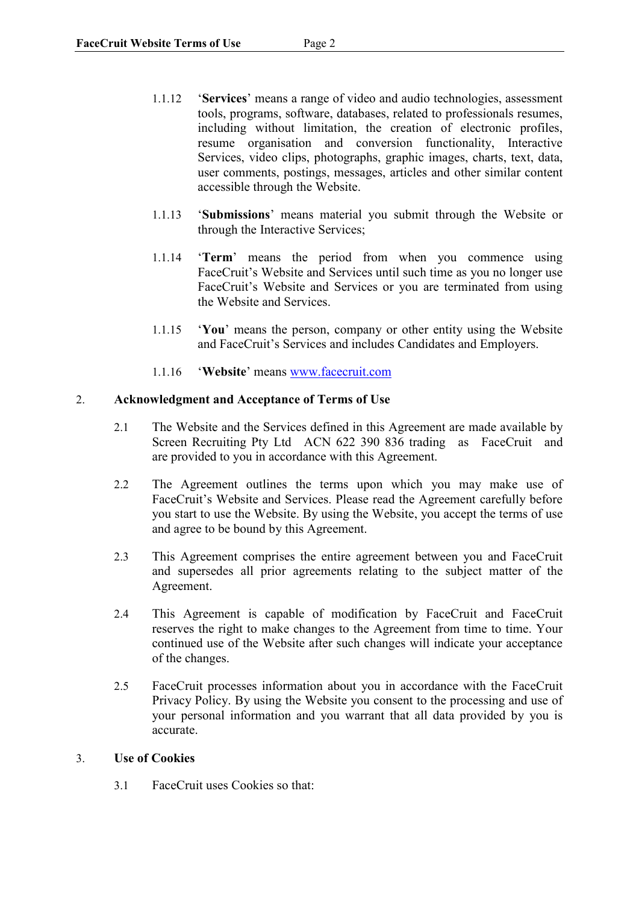1.1.12 '**Services**' means a range of video and audio technologies, assessment tools, programs, software, databases, related to professionals resumes, including without limitation, the creation of electronic profiles, resume organisation and conversion functionality, Interactive Services, video clips, photographs, graphic images, charts, text, data, user comments, postings, messages, articles and other similar content accessible through the Website.

1.1.13 '**Submissions**' means material you submit through the Website or through the Interactive Services;

1.1.14 '**Term**' means the period from when you commence using FaceCruit's Website and Services until such time as you no longer use FaceCruit's Website and Services or you are terminated from using the Website and Services.

1.1.15 '**You**' means the person, company or other entity using the Website and FaceCruit's Services and includes Candidates and Employers.

1.1.16 '**Website**' means [www.facecruit.com](http://www.facecruit.com)

## 2. Acknowledgment and Acceptance of Terms of Use

2.1 The Website and the Services defined in this Agreement are made available by Screen Recruiting Pty Ltd ACN 622 390 836 trading as FaceCruit and are provided to you in accordance with this Agreement.

2.2 The Agreement outlines the terms upon which you may make use of FaceCruit's Website and Services. Please read the Agreement carefully before you start to use the Website. By using the Website, you accept the terms of use and agree to be bound by this Agreement.

2.3 This Agreement comprises the entire agreement between you and FaceCruit and supersedes all prior agreements relating to the subject matter of the Agreement.

2.4 This Agreement is capable of modification by FaceCruit and FaceCruit reserves the right to make changes to the Agreement from time to time. Your continued use of the Website after such changes will indicate your acceptance of the changes.

2.5 FaceCruit processes information about you in accordance with the FaceCruit Privacy Policy. By using the Website you consent to the processing and use of your personal information and you warrant that all data provided by you is accurate.

## 3. Use of Cookies

3.1 FaceCruit uses Cookies so that: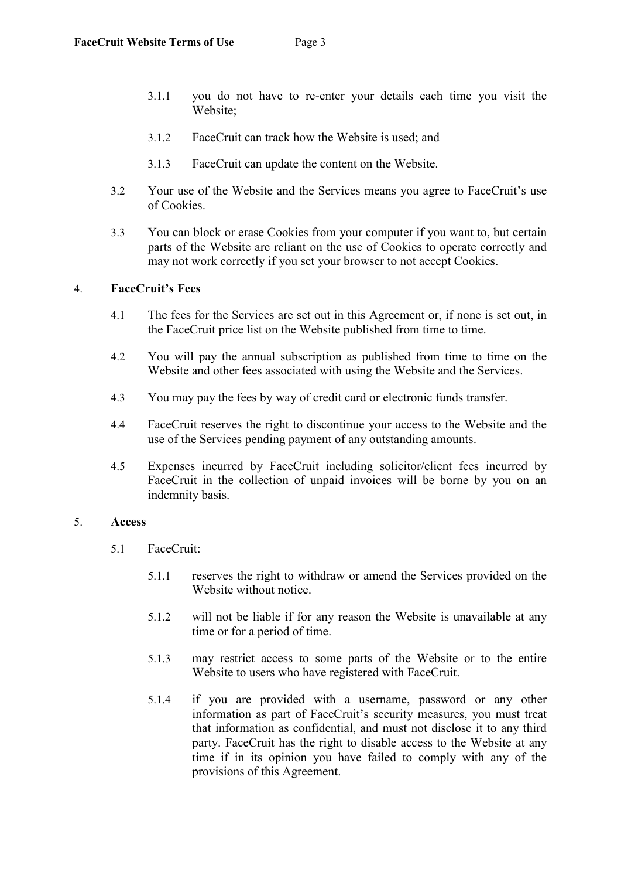3.1.1 you do not have to re-enter your details each time you visit the Website;

3.1.2 FaceCruit can track how the Website is used; and

3.1.3 FaceCruit can update the content on the Website.

3.2 Your use of the Website and the Services means you agree to FaceCruit's use of Cookies.

3.3 You can block or erase Cookies from your computer if you want to, but certain parts of the Website are reliant on the use of Cookies to operate correctly and may not work correctly if you set your browser to not accept Cookies.

## 4. FaceCruit's Fees

4.1 The fees for the Services are set out in this Agreement or, if none is set out, in the FaceCruit price list on the Website published from time to time.

4.2 You will pay the annual subscription as published from time to time on the Website and other fees associated with using the Website and the Services.

4.3 You may pay the fees by way of credit card or electronic funds transfer.

4.4 FaceCruit reserves the right to discontinue your access to the Website and the use of the Services pending payment of any outstanding amounts.

4.5 Expenses incurred by FaceCruit including solicitor/client fees incurred by FaceCruit in the collection of unpaid invoices will be borne by you on an indemnity basis.

## 5. Access

5.1 FaceCruit:

5.1.1 reserves the right to withdraw or amend the Services provided on the Website without notice.

5.1.2 will not be liable if for any reason the Website is unavailable at any time or for a period of time.

5.1.3 may restrict access to some parts of the Website or to the entire Website to users who have registered with FaceCruit.

5.1.4 if you are provided with a username, password or any other information as part of FaceCruit's security measures, you must treat that information as confidential, and must not disclose it to any third party. FaceCruit has the right to disable access to the Website at any time if in its opinion you have failed to comply with any of the provisions of this Agreement.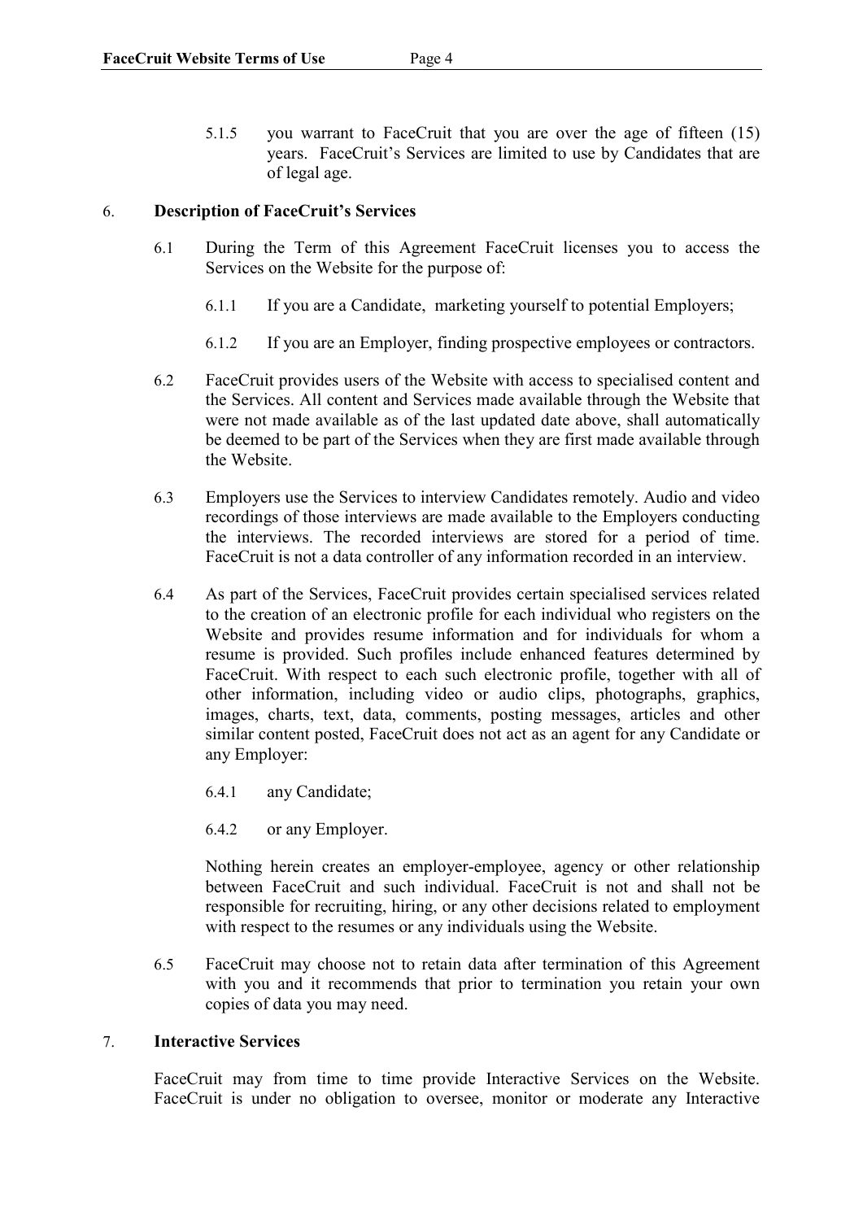5.1.5 you warrant to FaceCruit that you are over the age of fifteen (15) years. FaceCruit's Services are limited to use by Candidates that are of legal age.

6. **Description of FaceCruit's Services**

6.1 During the Term of this Agreement FaceCruit licenses you to access the Services on the Website for the purpose of:

6.1.1 If you are a Candidate, marketing yourself to potential Employers;

6.1.2 If you are an Employer, finding prospective employees or contractors.

6.2 FaceCruit provides users of the Website with access to specialised content and the Services. All content and Services made available through the Website that were not made available as of the last updated date above, shall automatically be deemed to be part of the Services when they are first made available through the Website.

6.3 Employers use the Services to interview Candidates remotely. Audio and video recordings of those interviews are made available to the Employers conducting the interviews. The recorded interviews are stored for a period of time. FaceCruit is not a data controller of any information recorded in an interview.

6.4 As part of the Services, FaceCruit provides certain specialised services related to the creation of an electronic profile for each individual who registers on the Website and provides resume information and for individuals for whom a resume is provided. Such profiles include enhanced features determined by FaceCruit. With respect to each such electronic profile, together with all of other information, including video or audio clips, photographs, graphics, images, charts, text, data, comments, posting messages, articles and other similar content posted, FaceCruit does not act as an agent for any Candidate or any Employer:

6.4.1 any Candidate;

6.4.2 or any Employer.

Nothing herein creates an employer-employee, agency or other relationship between FaceCruit and such individual. FaceCruit is not and shall not be responsible for recruiting, hiring, or any other decisions related to employment with respect to the resumes or any individuals using the Website.

6.5 FaceCruit may choose not to retain data after termination of this Agreement with you and it recommends that prior to termination you retain your own copies of data you may need.

7. **Interactive Services**

FaceCruit may from time to time provide Interactive Services on the Website. FaceCruit is under no obligation to oversee, monitor or moderate any Interactive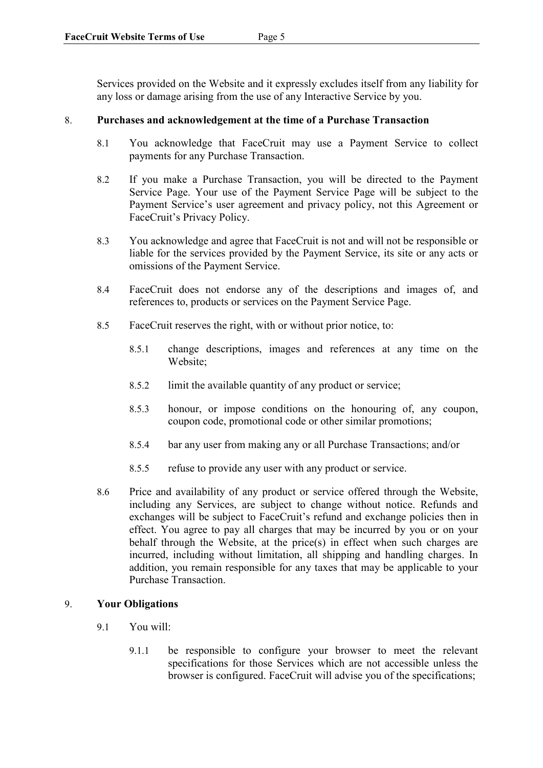Services provided on the Website and it expressly excludes itself from any liability for any loss or damage arising from the use of any Interactive Service by you.

8. **Purchases and acknowledgement at the time of a Purchase Transaction**

8.1 You acknowledge that FaceCruit may use a Payment Service to collect payments for any Purchase Transaction.

8.2 If you make a Purchase Transaction, you will be directed to the Payment Service Page. Your use of the Payment Service Page will be subject to the Payment Service's user agreement and privacy policy, not this Agreement or FaceCruit's Privacy Policy.

8.3 You acknowledge and agree that FaceCruit is not and will not be responsible or liable for the services provided by the Payment Service, its site or any acts or omissions of the Payment Service.

8.4 FaceCruit does not endorse any of the descriptions and images of, and references to, products or services on the Payment Service Page.

8.5 FaceCruit reserves the right, with or without prior notice, to:

8.5.1 change descriptions, images and references at any time on the Website;

8.5.2 limit the available quantity of any product or service;

8.5.3 honour, or impose conditions on the honouring of, any coupon, coupon code, promotional code or other similar promotions;

8.5.4 bar any user from making any or all Purchase Transactions; and/or

8.5.5 refuse to provide any user with any product or service.

8.6 Price and availability of any product or service offered through the Website, including any Services, are subject to change without notice. Refunds and exchanges will be subject to FaceCruit's refund and exchange policies then in effect. You agree to pay all charges that may be incurred by you or on your behalf through the Website, at the price(s) in effect when such charges are incurred, including without limitation, all shipping and handling charges. In addition, you remain responsible for any taxes that may be applicable to your Purchase Transaction.

9. **Your Obligations**

9.1 You will:

9.1.1 be responsible to configure your browser to meet the relevant specifications for those Services which are not accessible unless the browser is configured. FaceCruit will advise you of the specifications;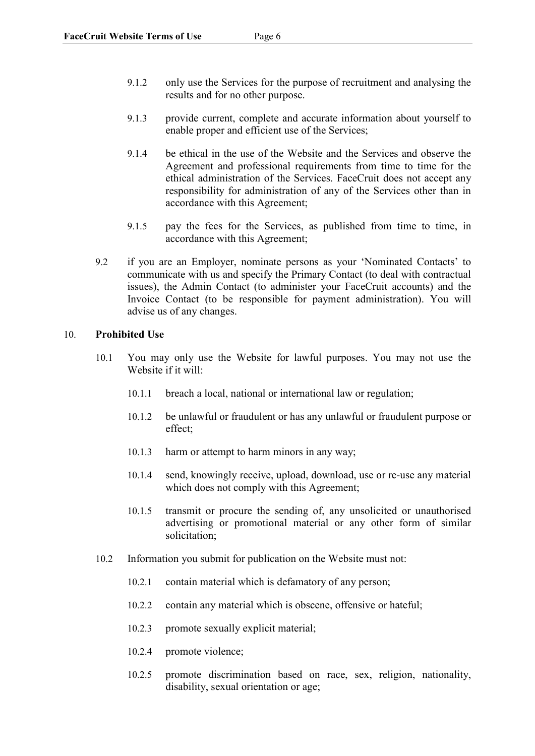9.1.2 only use the Services for the purpose of recruitment and analysing the results and for no other purpose.

9.1.3 provide current, complete and accurate information about yourself to enable proper and efficient use of the Services;

9.1.4 be ethical in the use of the Website and the Services and observe the Agreement and professional requirements from time to time for the ethical administration of the Services. FaceCruit does not accept any responsibility for administration of any of the Services other than in accordance with this Agreement;

9.1.5 pay the fees for the Services, as published from time to time, in accordance with this Agreement;

9.2 if you are an Employer, nominate persons as your 'Nominated Contacts' to communicate with us and specify the Primary Contact (to deal with contractual issues), the Admin Contact (to administer your FaceCruit accounts) and the Invoice Contact (to be responsible for payment administration). You will advise us of any changes.

## 10. **Prohibited Use**

10.1 You may only use the Website for lawful purposes. You may not use the Website if it will:

10.1.1 breach a local, national or international law or regulation;

10.1.2 be unlawful or fraudulent or has any unlawful or fraudulent purpose or effect;

10.1.3 harm or attempt to harm minors in any way;

10.1.4 send, knowingly receive, upload, download, use or re-use any material which does not comply with this Agreement;

10.1.5 transmit or procure the sending of, any unsolicited or unauthorised advertising or promotional material or any other form of similar solicitation;

10.2 Information you submit for publication on the Website must not:

10.2.1 contain material which is defamatory of any person;

10.2.2 contain any material which is obscene, offensive or hateful;

10.2.3 promote sexually explicit material;

10.2.4 promote violence;

10.2.5 promote discrimination based on race, sex, religion, nationality, disability, sexual orientation or age;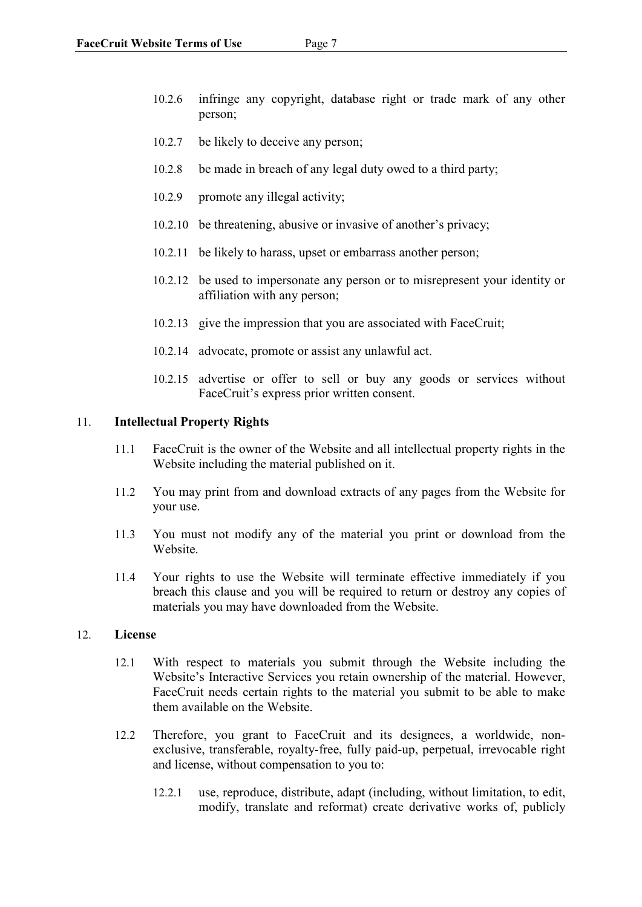10.2.6 infringe any copyright, database right or trade mark of any other person;

10.2.7 be likely to deceive any person;

10.2.8 be made in breach of any legal duty owed to a third party;

10.2.9 promote any illegal activity;

10.2.10 be threatening, abusive or invasive of another's privacy;

10.2.11 be likely to harass, upset or embarrass another person;

10.2.12 be used to impersonate any person or to misrepresent your identity or affiliation with any person;

10.2.13 give the impression that you are associated with FaceCruit;

10.2.14 advocate, promote or assist any unlawful act.

10.2.15 advertise or offer to sell or buy any goods or services without FaceCruit's express prior written consent.

## 11. Intellectual Property Rights

11.1 FaceCruit is the owner of the Website and all intellectual property rights in the Website including the material published on it.

11.2 You may print from and download extracts of any pages from the Website for your use.

11.3 You must not modify any of the material you print or download from the Website.

11.4 Your rights to use the Website will terminate effective immediately if you breach this clause and you will be required to return or destroy any copies of materials you may have downloaded from the Website.

## 12. License

12.1 With respect to materials you submit through the Website including the Website's Interactive Services you retain ownership of the material. However, FaceCruit needs certain rights to the material you submit to be able to make them available on the Website.

12.2 Therefore, you grant to FaceCruit and its designees, a worldwide, non-exclusive, transferable, royalty-free, fully paid-up, perpetual, irrevocable right and license, without compensation to you to:

12.2.1 use, reproduce, distribute, adapt (including, without limitation, to edit, modify, translate and reformat) create derivative works of, publicly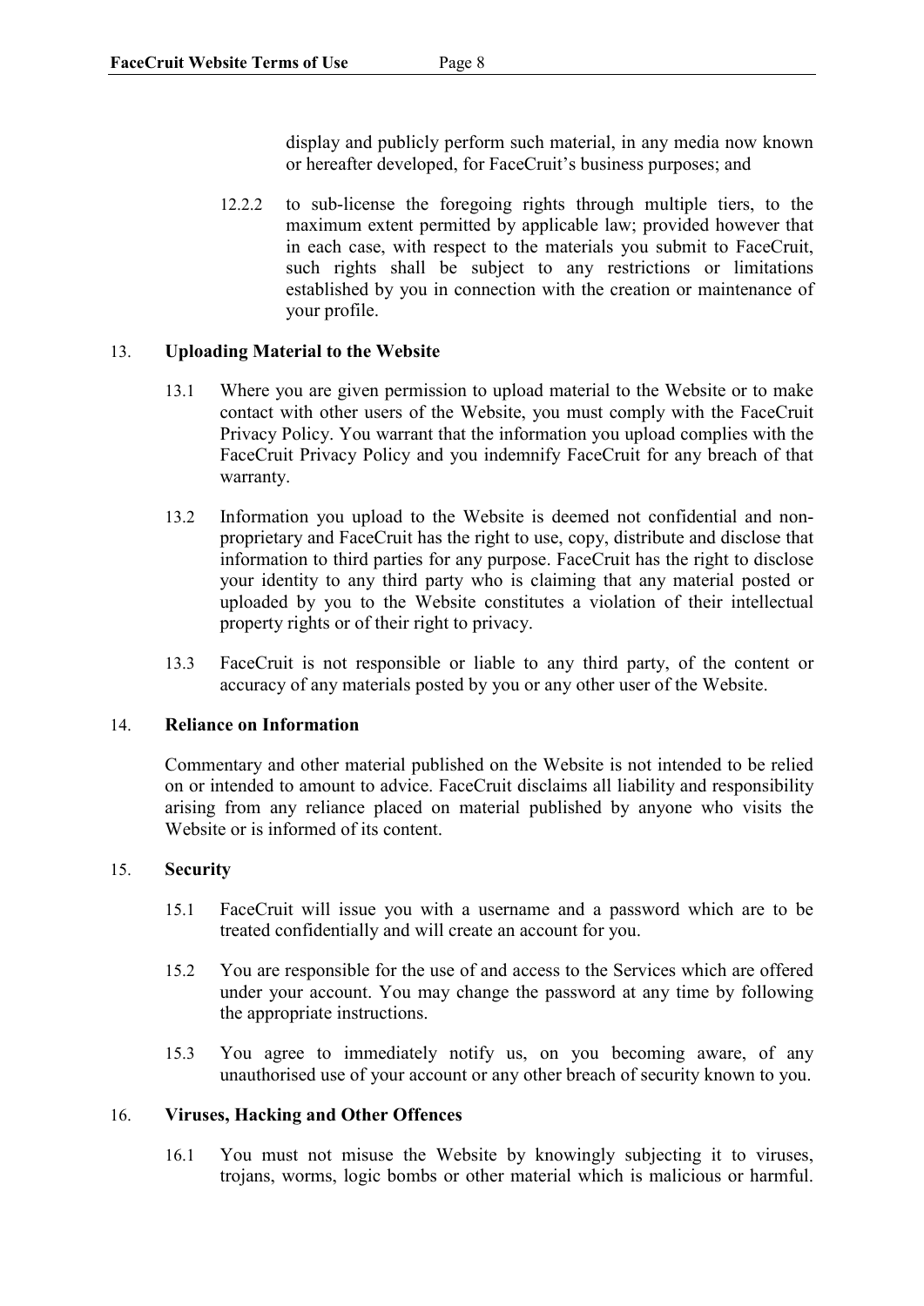display and publicly perform such material, in any media now known or hereafter developed, for FaceCruit's business purposes; and

12.2.2 to sub-license the foregoing rights through multiple tiers, to the maximum extent permitted by applicable law; provided however that in each case, with respect to the materials you submit to FaceCruit, such rights shall be subject to any restrictions or limitations established by you in connection with the creation or maintenance of your profile.

## 13. Uploading Material to the Website

13.1 Where you are given permission to upload material to the Website or to make contact with other users of the Website, you must comply with the FaceCruit Privacy Policy. You warrant that the information you upload complies with the FaceCruit Privacy Policy and you indemnify FaceCruit for any breach of that warranty.

13.2 Information you upload to the Website is deemed not confidential and non-proprietary and FaceCruit has the right to use, copy, distribute and disclose that information to third parties for any purpose. FaceCruit has the right to disclose your identity to any third party who is claiming that any material posted or uploaded by you to the Website constitutes a violation of their intellectual property rights or of their right to privacy.

13.3 FaceCruit is not responsible or liable to any third party, of the content or accuracy of any materials posted by you or any other user of the Website.

## 14. Reliance on Information

Commentary and other material published on the Website is not intended to be relied on or intended to amount to advice. FaceCruit disclaims all liability and responsibility arising from any reliance placed on material published by anyone who visits the Website or is informed of its content.

## 15. Security

15.1 FaceCruit will issue you with a username and a password which are to be treated confidentially and will create an account for you.

15.2 You are responsible for the use of and access to the Services which are offered under your account. You may change the password at any time by following the appropriate instructions.

15.3 You agree to immediately notify us, on you becoming aware, of any unauthorised use of your account or any other breach of security known to you.

## 16. Viruses, Hacking and Other Offences

16.1 You must not misuse the Website by knowingly subjecting it to viruses, trojans, worms, logic bombs or other material which is malicious or harmful.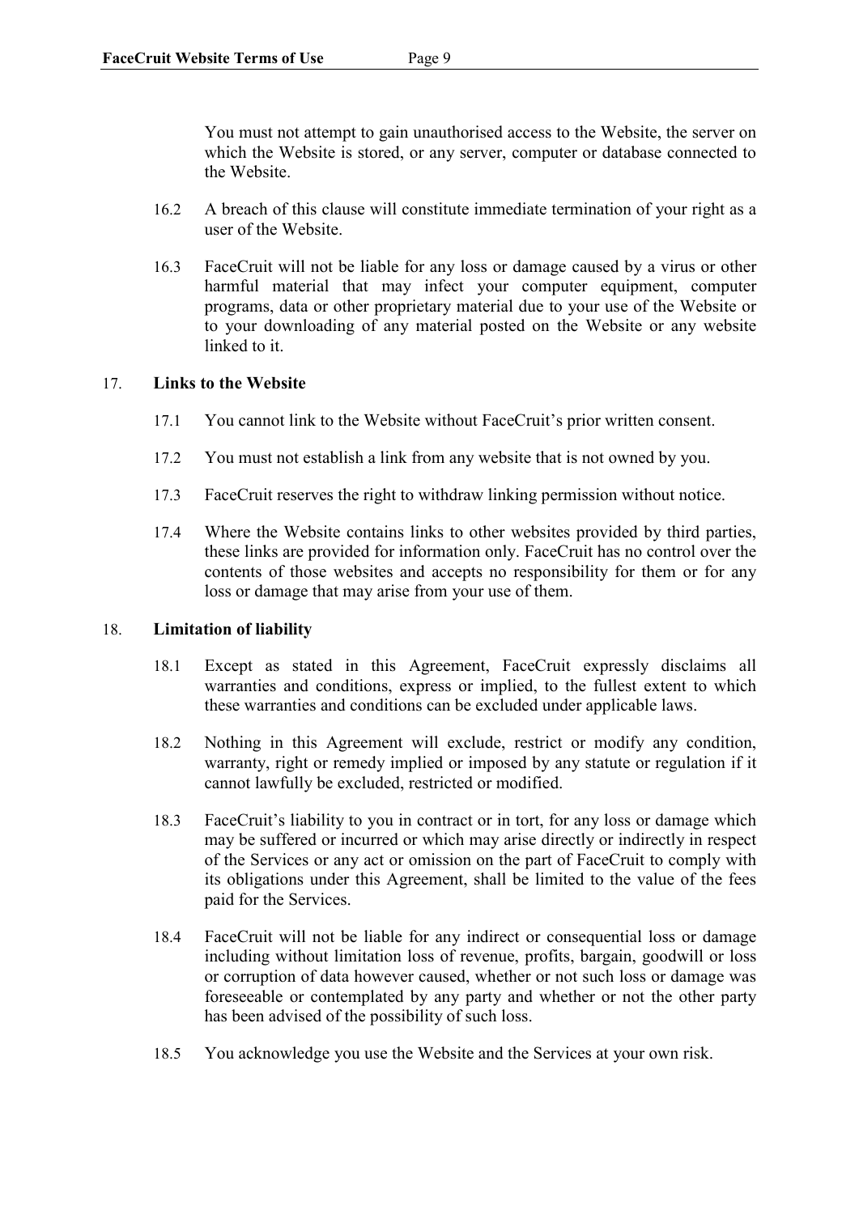You must not attempt to gain unauthorised access to the Website, the server on which the Website is stored, or any server, computer or database connected to the Website.

16.2 A breach of this clause will constitute immediate termination of your right as a user of the Website.

16.3 FaceCruit will not be liable for any loss or damage caused by a virus or other harmful material that may infect your computer equipment, computer programs, data or other proprietary material due to your use of the Website or to your downloading of any material posted on the Website or any website linked to it.

## 17. Links to the Website

17.1 You cannot link to the Website without FaceCruit's prior written consent.

17.2 You must not establish a link from any website that is not owned by you.

17.3 FaceCruit reserves the right to withdraw linking permission without notice.

17.4 Where the Website contains links to other websites provided by third parties, these links are provided for information only. FaceCruit has no control over the contents of those websites and accepts no responsibility for them or for any loss or damage that may arise from your use of them.

## 18. Limitation of liability

18.1 Except as stated in this Agreement, FaceCruit expressly disclaims all warranties and conditions, express or implied, to the fullest extent to which these warranties and conditions can be excluded under applicable laws.

18.2 Nothing in this Agreement will exclude, restrict or modify any condition, warranty, right or remedy implied or imposed by any statute or regulation if it cannot lawfully be excluded, restricted or modified.

18.3 FaceCruit's liability to you in contract or in tort, for any loss or damage which may be suffered or incurred or which may arise directly or indirectly in respect of the Services or any act or omission on the part of FaceCruit to comply with its obligations under this Agreement, shall be limited to the value of the fees paid for the Services.

18.4 FaceCruit will not be liable for any indirect or consequential loss or damage including without limitation loss of revenue, profits, bargain, goodwill or loss or corruption of data however caused, whether or not such loss or damage was foreseeable or contemplated by any party and whether or not the other party has been advised of the possibility of such loss.

18.5 You acknowledge you use the Website and the Services at your own risk.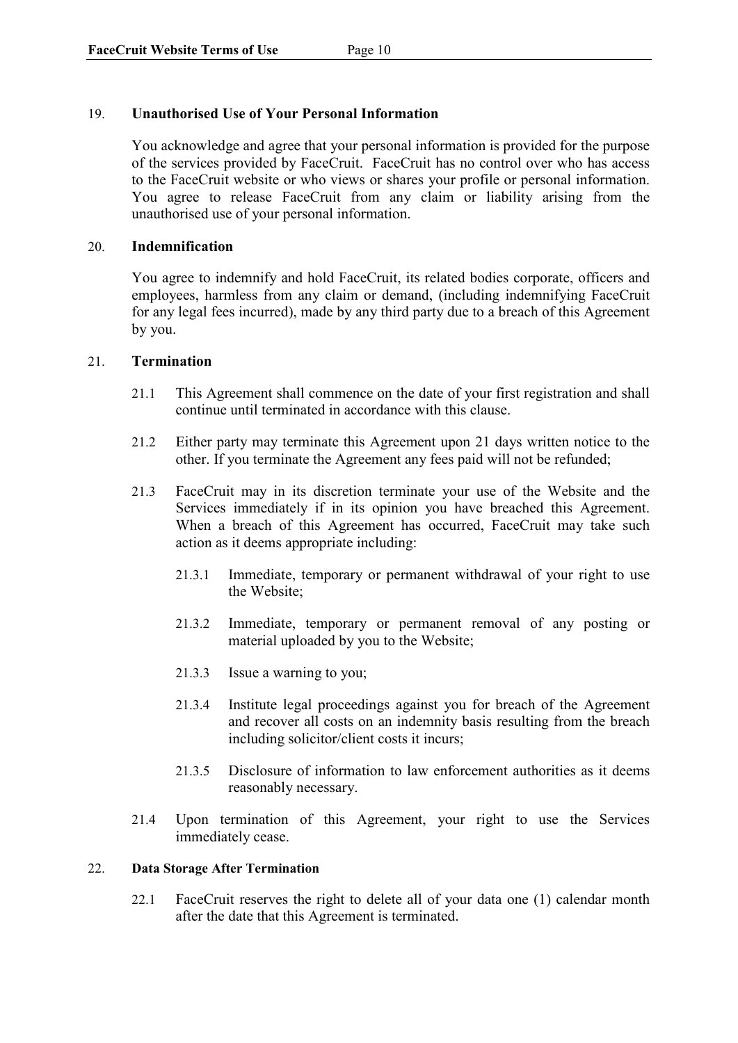## 19. Unauthorised Use of Your Personal Information

You acknowledge and agree that your personal information is provided for the purpose of the services provided by FaceCruit. FaceCruit has no control over who has access to the FaceCruit website or who views or shares your profile or personal information. You agree to release FaceCruit from any claim or liability arising from the unauthorised use of your personal information.

## 20. Indemnification

You agree to indemnify and hold FaceCruit, its related bodies corporate, officers and employees, harmless from any claim or demand, (including indemnifying FaceCruit for any legal fees incurred), made by any third party due to a breach of this Agreement by you.

## 21. Termination

21.1 This Agreement shall commence on the date of your first registration and shall continue until terminated in accordance with this clause.

21.2 Either party may terminate this Agreement upon 21 days written notice to the other. If you terminate the Agreement any fees paid will not be refunded;

21.3 FaceCruit may in its discretion terminate your use of the Website and the Services immediately if in its opinion you have breached this Agreement. When a breach of this Agreement has occurred, FaceCruit may take such action as it deems appropriate including:

21.3.1 Immediate, temporary or permanent withdrawal of your right to use the Website;

21.3.2 Immediate, temporary or permanent removal of any posting or material uploaded by you to the Website;

21.3.3 Issue a warning to you;

21.3.4 Institute legal proceedings against you for breach of the Agreement and recover all costs on an indemnity basis resulting from the breach including solicitor/client costs it incurs;

21.3.5 Disclosure of information to law enforcement authorities as it deems reasonably necessary.

21.4 Upon termination of this Agreement, your right to use the Services immediately cease.

## 22. Data Storage After Termination

22.1 FaceCruit reserves the right to delete all of your data one (1) calendar month after the date that this Agreement is terminated.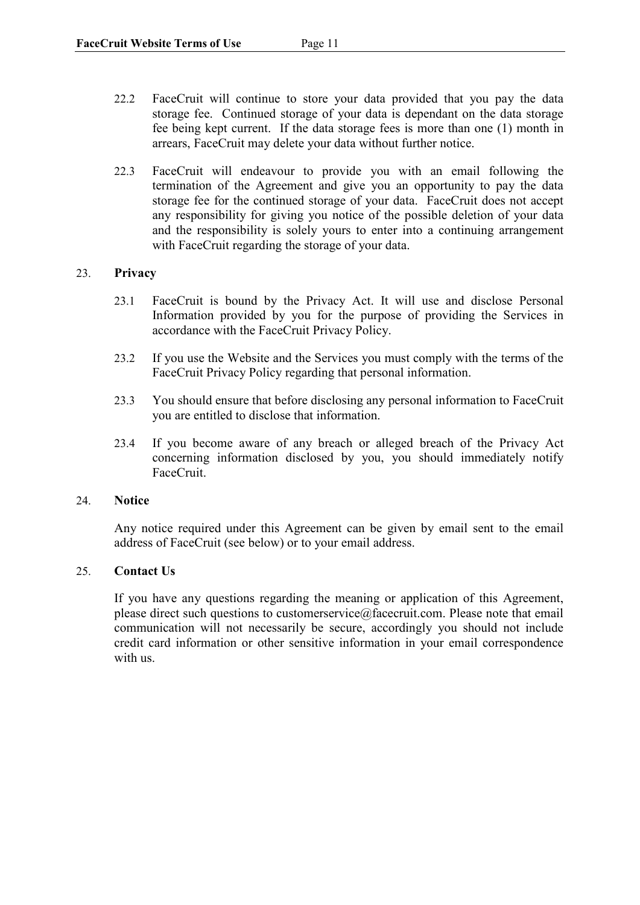22.2 FaceCruit will continue to store your data provided that you pay the data storage fee. Continued storage of your data is dependant on the data storage fee being kept current. If the data storage fees is more than one (1) month in arrears, FaceCruit may delete your data without further notice.

22.3 FaceCruit will endeavour to provide you with an email following the termination of the Agreement and give you an opportunity to pay the data storage fee for the continued storage of your data. FaceCruit does not accept any responsibility for giving you notice of the possible deletion of your data and the responsibility is solely yours to enter into a continuing arrangement with FaceCruit regarding the storage of your data.

## 23. Privacy

23.1 FaceCruit is bound by the Privacy Act. It will use and disclose Personal Information provided by you for the purpose of providing the Services in accordance with the FaceCruit Privacy Policy.

23.2 If you use the Website and the Services you must comply with the terms of the FaceCruit Privacy Policy regarding that personal information.

23.3 You should ensure that before disclosing any personal information to FaceCruit you are entitled to disclose that information.

23.4 If you become aware of any breach or alleged breach of the Privacy Act concerning information disclosed by you, you should immediately notify FaceCruit.

## 24. Notice

Any notice required under this Agreement can be given by email sent to the email address of FaceCruit (see below) or to your email address.

## 25. Contact Us

If you have any questions regarding the meaning or application of this Agreement, please direct such questions to customerservice@facecruit.com. Please note that email communication will not necessarily be secure, accordingly you should not include credit card information or other sensitive information in your email correspondence with us.